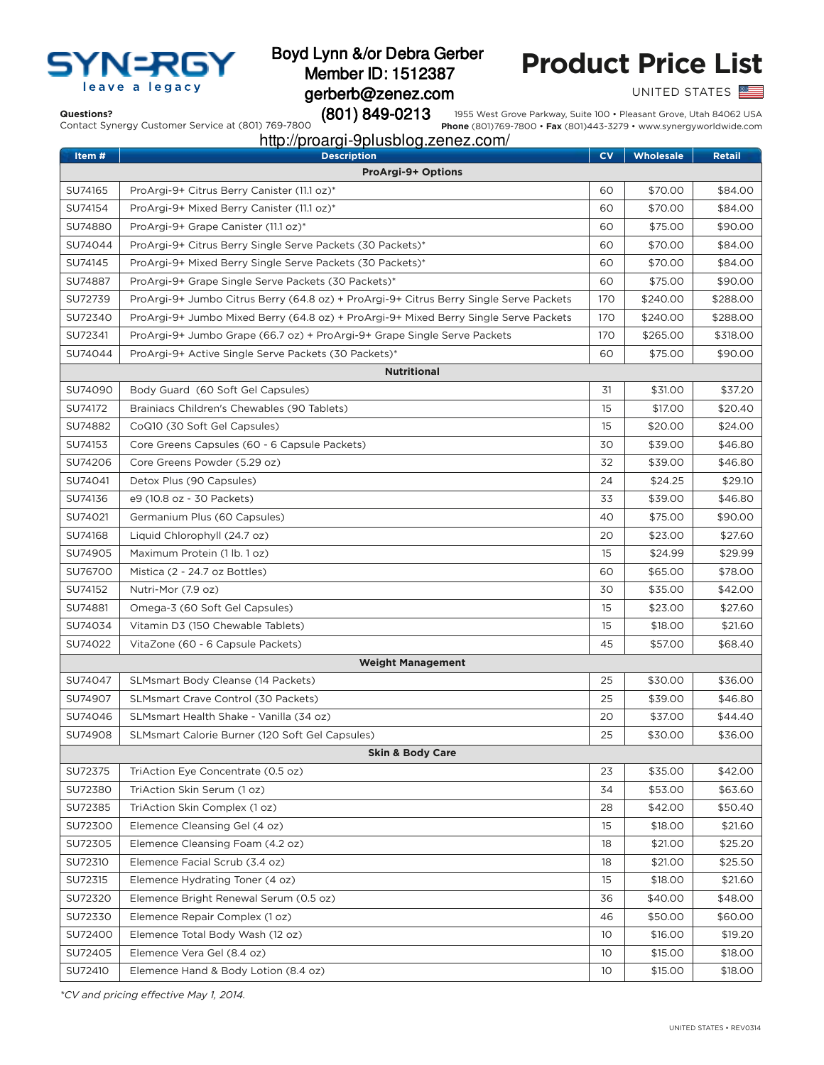SYNERGY
leave a legacy

Boyd Lynn &/or Debra Gerber
Member ID: 1512387
gerberb@zenez.com
(801) 849-0213
http://proargi-9plusblog.zenez.com/

# Product Price List

UNITED STATES

**Questions?**
Contact Synergy Customer Service at (801) 769-7800

1955 West Grove Parkway, Suite 100 • Pleasant Grove, Utah 84062 USA
**Phone** (801)769-7800 • **Fax** (801)443-3279 • www.synergyworldwide.com

| Item # | Description | CV | Wholesale | Retail |
|---|---|---|---|---|
| | **ProArgi-9+ Options** | | | |
| SU74165 | ProArgi-9+ Citrus Berry Canister (11.1 oz)* | 60 | $70.00 | $84.00 |
| SU74154 | ProArgi-9+ Mixed Berry Canister (11.1 oz)* | 60 | $70.00 | $84.00 |
| SU74880 | ProArgi-9+ Grape Canister (11.1 oz)* | 60 | $75.00 | $90.00 |
| SU74044 | ProArgi-9+ Citrus Berry Single Serve Packets (30 Packets)* | 60 | $70.00 | $84.00 |
| SU74145 | ProArgi-9+ Mixed Berry Single Serve Packets (30 Packets)* | 60 | $70.00 | $84.00 |
| SU74887 | ProArgi-9+ Grape Single Serve Packets (30 Packets)* | 60 | $75.00 | $90.00 |
| SU72739 | ProArgi-9+ Jumbo Citrus Berry (64.8 oz) + ProArgi-9+ Citrus Berry Single Serve Packets | 170 | $240.00 | $288.00 |
| SU72340 | ProArgi-9+ Jumbo Mixed Berry (64.8 oz) + ProArgi-9+ Mixed Berry Single Serve Packets | 170 | $240.00 | $288.00 |
| SU72341 | ProArgi-9+ Jumbo Grape (66.7 oz) + ProArgi-9+ Grape Single Serve Packets | 170 | $265.00 | $318.00 |
| SU74044 | ProArgi-9+ Active Single Serve Packets (30 Packets)* | 60 | $75.00 | $90.00 |
| | **Nutritional** | | | |
| SU74090 | Body Guard (60 Soft Gel Capsules) | 31 | $31.00 | $37.20 |
| SU74172 | Brainiacs Children's Chewables (90 Tablets) | 15 | $17.00 | $20.40 |
| SU74882 | CoQ10 (30 Soft Gel Capsules) | 15 | $20.00 | $24.00 |
| SU74153 | Core Greens Capsules (60 - 6 Capsule Packets) | 30 | $39.00 | $46.80 |
| SU74206 | Core Greens Powder (5.29 oz) | 32 | $39.00 | $46.80 |
| SU74041 | Detox Plus (90 Capsules) | 24 | $24.25 | $29.10 |
| SU74136 | e9 (10.8 oz - 30 Packets) | 33 | $39.00 | $46.80 |
| SU74021 | Germanium Plus (60 Capsules) | 40 | $75.00 | $90.00 |
| SU74168 | Liquid Chlorophyll (24.7 oz) | 20 | $23.00 | $27.60 |
| SU74905 | Maximum Protein (1 lb. 1 oz) | 15 | $24.99 | $29.99 |
| SU76700 | Mistica (2 - 24.7 oz Bottles) | 60 | $65.00 | $78.00 |
| SU74152 | Nutri-Mor (7.9 oz) | 30 | $35.00 | $42.00 |
| SU74881 | Omega-3 (60 Soft Gel Capsules) | 15 | $23.00 | $27.60 |
| SU74034 | Vitamin D3 (150 Chewable Tablets) | 15 | $18.00 | $21.60 |
| SU74022 | VitaZone (60 - 6 Capsule Packets) | 45 | $57.00 | $68.40 |
| | **Weight Management** | | | |
| SU74047 | SLMsmart Body Cleanse (14 Packets) | 25 | $30.00 | $36.00 |
| SU74907 | SLMsmart Crave Control (30 Packets) | 25 | $39.00 | $46.80 |
| SU74046 | SLMsmart Health Shake - Vanilla (34 oz) | 20 | $37.00 | $44.40 |
| SU74908 | SLMsmart Calorie Burner (120 Soft Gel Capsules) | 25 | $30.00 | $36.00 |
| | **Skin & Body Care** | | | |
| SU72375 | TriAction Eye Concentrate (0.5 oz) | 23 | $35.00 | $42.00 |
| SU72380 | TriAction Skin Serum (1 oz) | 34 | $53.00 | $63.60 |
| SU72385 | TriAction Skin Complex (1 oz) | 28 | $42.00 | $50.40 |
| SU72300 | Elemence Cleansing Gel (4 oz) | 15 | $18.00 | $21.60 |
| SU72305 | Elemence Cleansing Foam (4.2 oz) | 18 | $21.00 | $25.20 |
| SU72310 | Elemence Facial Scrub (3.4 oz) | 18 | $21.00 | $25.50 |
| SU72315 | Elemence Hydrating Toner (4 oz) | 15 | $18.00 | $21.60 |
| SU72320 | Elemence Bright Renewal Serum (0.5 oz) | 36 | $40.00 | $48.00 |
| SU72330 | Elemence Repair Complex (1 oz) | 46 | $50.00 | $60.00 |
| SU72400 | Elemence Total Body Wash (12 oz) | 10 | $16.00 | $19.20 |
| SU72405 | Elemence Vera Gel (8.4 oz) | 10 | $15.00 | $18.00 |
| SU72410 | Elemence Hand & Body Lotion (8.4 oz) | 10 | $15.00 | $18.00 |

*\*CV and pricing effective May 1, 2014.*

UNITED STATES • REV0314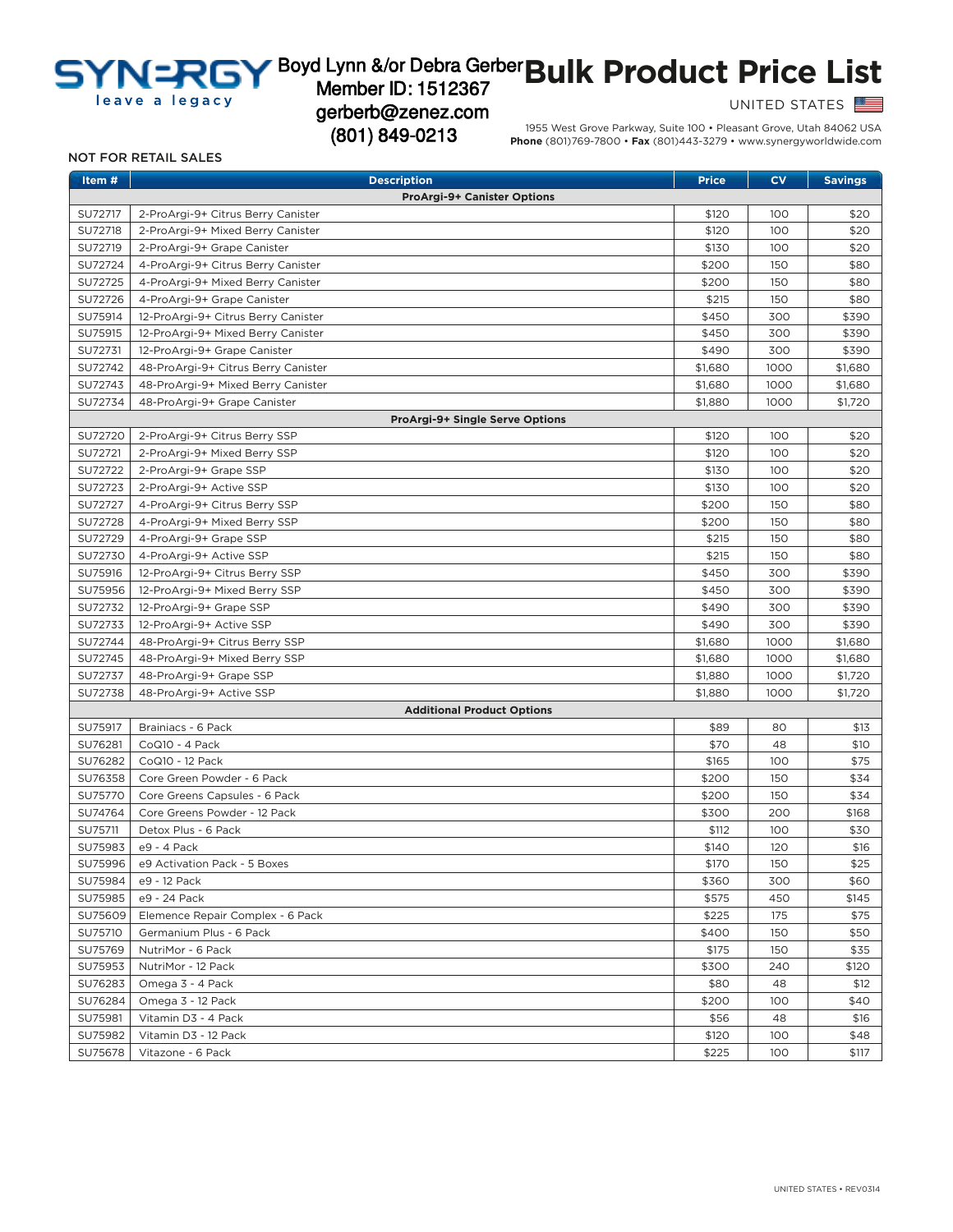SYNERGY leave a legacy

Boyd Lynn &/or Debra Gerber
Member ID: 1512367
gerberb@zenez.com
(801) 849-0213

# Bulk Product Price List

UNITED STATES

1955 West Grove Parkway, Suite 100 • Pleasant Grove, Utah 84062 USA
**Phone** (801)769-7800 • **Fax** (801)443-3279 • www.synergyworldwide.com

NOT FOR RETAIL SALES

| Item # | Description | Price | CV | Savings |
|---|---|---|---|---|
| | **ProArgi-9+ Canister Options** | | | |
| SU72717 | 2-ProArgi-9+ Citrus Berry Canister | $120 | 100 | $20 |
| SU72718 | 2-ProArgi-9+ Mixed Berry Canister | $120 | 100 | $20 |
| SU72719 | 2-ProArgi-9+ Grape Canister | $130 | 100 | $20 |
| SU72724 | 4-ProArgi-9+ Citrus Berry Canister | $200 | 150 | $80 |
| SU72725 | 4-ProArgi-9+ Mixed Berry Canister | $200 | 150 | $80 |
| SU72726 | 4-ProArgi-9+ Grape Canister | $215 | 150 | $80 |
| SU75914 | 12-ProArgi-9+ Citrus Berry Canister | $450 | 300 | $390 |
| SU75915 | 12-ProArgi-9+ Mixed Berry Canister | $450 | 300 | $390 |
| SU72731 | 12-ProArgi-9+ Grape Canister | $490 | 300 | $390 |
| SU72742 | 48-ProArgi-9+ Citrus Berry Canister | $1,680 | 1000 | $1,680 |
| SU72743 | 48-ProArgi-9+ Mixed Berry Canister | $1,680 | 1000 | $1,680 |
| SU72734 | 48-ProArgi-9+ Grape Canister | $1,880 | 1000 | $1,720 |
| | **ProArgi-9+ Single Serve Options** | | | |
| SU72720 | 2-ProArgi-9+ Citrus Berry SSP | $120 | 100 | $20 |
| SU72721 | 2-ProArgi-9+ Mixed Berry SSP | $120 | 100 | $20 |
| SU72722 | 2-ProArgi-9+ Grape SSP | $130 | 100 | $20 |
| SU72723 | 2-ProArgi-9+ Active SSP | $130 | 100 | $20 |
| SU72727 | 4-ProArgi-9+ Citrus Berry SSP | $200 | 150 | $80 |
| SU72728 | 4-ProArgi-9+ Mixed Berry SSP | $200 | 150 | $80 |
| SU72729 | 4-ProArgi-9+ Grape SSP | $215 | 150 | $80 |
| SU72730 | 4-ProArgi-9+ Active SSP | $215 | 150 | $80 |
| SU75916 | 12-ProArgi-9+ Citrus Berry SSP | $450 | 300 | $390 |
| SU75956 | 12-ProArgi-9+ Mixed Berry SSP | $450 | 300 | $390 |
| SU72732 | 12-ProArgi-9+ Grape SSP | $490 | 300 | $390 |
| SU72733 | 12-ProArgi-9+ Active SSP | $490 | 300 | $390 |
| SU72744 | 48-ProArgi-9+ Citrus Berry SSP | $1,680 | 1000 | $1,680 |
| SU72745 | 48-ProArgi-9+ Mixed Berry SSP | $1,680 | 1000 | $1,680 |
| SU72737 | 48-ProArgi-9+ Grape SSP | $1,880 | 1000 | $1,720 |
| SU72738 | 48-ProArgi-9+ Active SSP | $1,880 | 1000 | $1,720 |
| | **Additional Product Options** | | | |
| SU75917 | Brainiacs - 6 Pack | $89 | 80 | $13 |
| SU76281 | CoQ10 - 4 Pack | $70 | 48 | $10 |
| SU76282 | CoQ10 - 12 Pack | $165 | 100 | $75 |
| SU76358 | Core Green Powder - 6 Pack | $200 | 150 | $34 |
| SU75770 | Core Greens Capsules - 6 Pack | $200 | 150 | $34 |
| SU74764 | Core Greens Powder - 12 Pack | $300 | 200 | $168 |
| SU75711 | Detox Plus - 6 Pack | $112 | 100 | $30 |
| SU75983 | e9 - 4 Pack | $140 | 120 | $16 |
| SU75996 | e9 Activation Pack - 5 Boxes | $170 | 150 | $25 |
| SU75984 | e9 - 12 Pack | $360 | 300 | $60 |
| SU75985 | e9 - 24 Pack | $575 | 450 | $145 |
| SU75609 | Elemence Repair Complex - 6 Pack | $225 | 175 | $75 |
| SU75710 | Germanium Plus - 6 Pack | $400 | 150 | $50 |
| SU75769 | NutriMor - 6 Pack | $175 | 150 | $35 |
| SU75953 | NutriMor - 12 Pack | $300 | 240 | $120 |
| SU76283 | Omega 3 - 4 Pack | $80 | 48 | $12 |
| SU76284 | Omega 3 - 12 Pack | $200 | 100 | $40 |
| SU75981 | Vitamin D3 - 4 Pack | $56 | 48 | $16 |
| SU75982 | Vitamin D3 - 12 Pack | $120 | 100 | $48 |
| SU75678 | Vitazone - 6 Pack | $225 | 100 | $117 |

UNITED STATES • REV0314